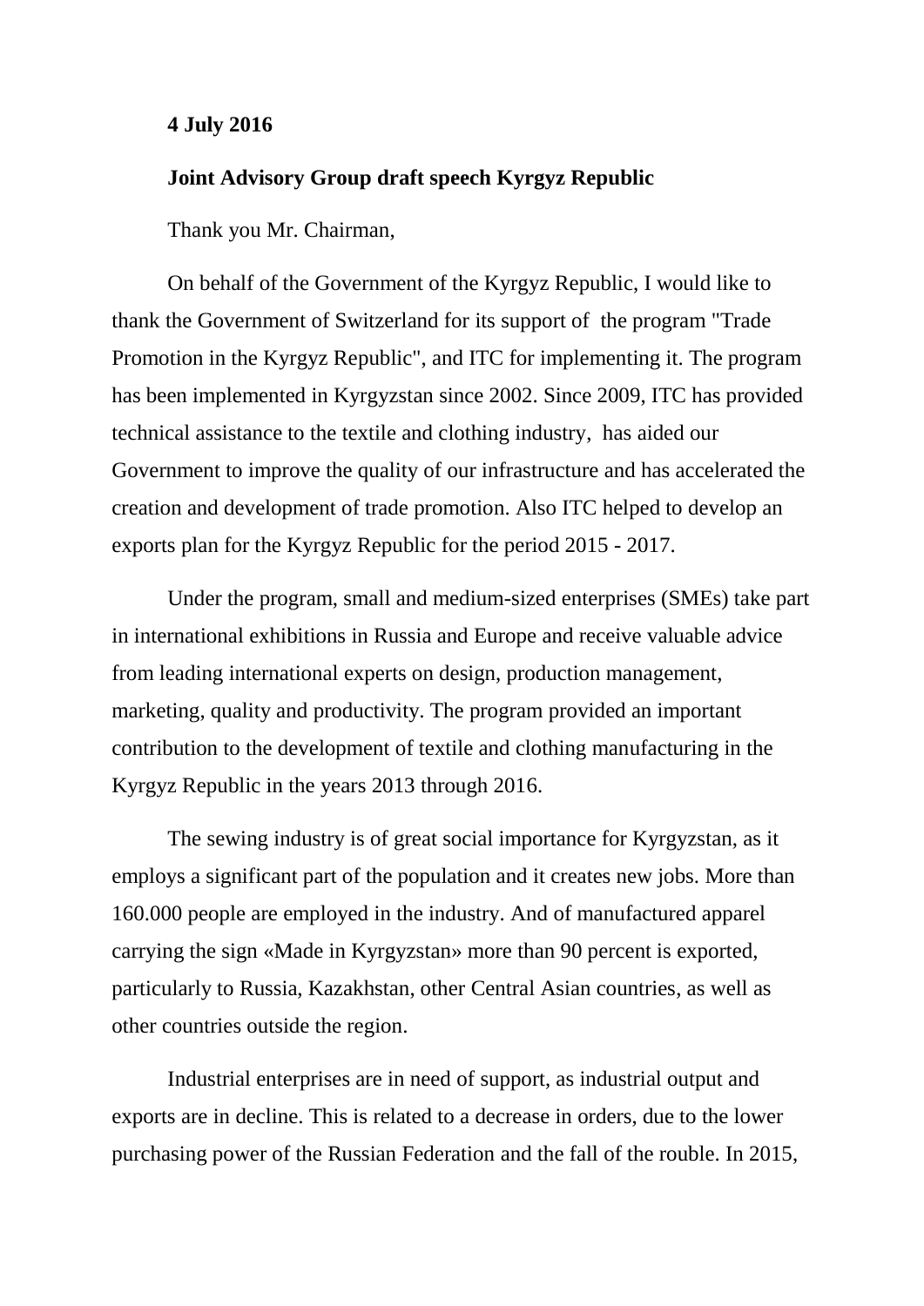**4 July 2016**

**Joint Advisory Group draft speech Kyrgyz Republic**

Thank you Mr. Chairman,

On behalf of the Government of the Kyrgyz Republic, I would like to thank the Government of Switzerland for its support of the program "Trade Promotion in the Kyrgyz Republic", and ITC for implementing it. The program has been implemented in Kyrgyzstan since 2002. Since 2009, ITC has provided technical assistance to the textile and clothing industry, has aided our Government to improve the quality of our infrastructure and has accelerated the creation and development of trade promotion. Also ITC helped to develop an exports plan for the Kyrgyz Republic for the period 2015 - 2017.

Under the program, small and medium-sized enterprises (SMEs) take part in international exhibitions in Russia and Europe and receive valuable advice from leading international experts on design, production management, marketing, quality and productivity. The program provided an important contribution to the development of textile and clothing manufacturing in the Kyrgyz Republic in the years 2013 through 2016.

The sewing industry is of great social importance for Kyrgyzstan, as it employs a significant part of the population and it creates new jobs. More than 160.000 people are employed in the industry. And of manufactured apparel carrying the sign «Made in Kyrgyzstan» more than 90 percent is exported, particularly to Russia, Kazakhstan, other Central Asian countries, as well as other countries outside the region.

Industrial enterprises are in need of support, as industrial output and exports are in decline. This is related to a decrease in orders, due to the lower purchasing power of the Russian Federation and the fall of the rouble. In 2015,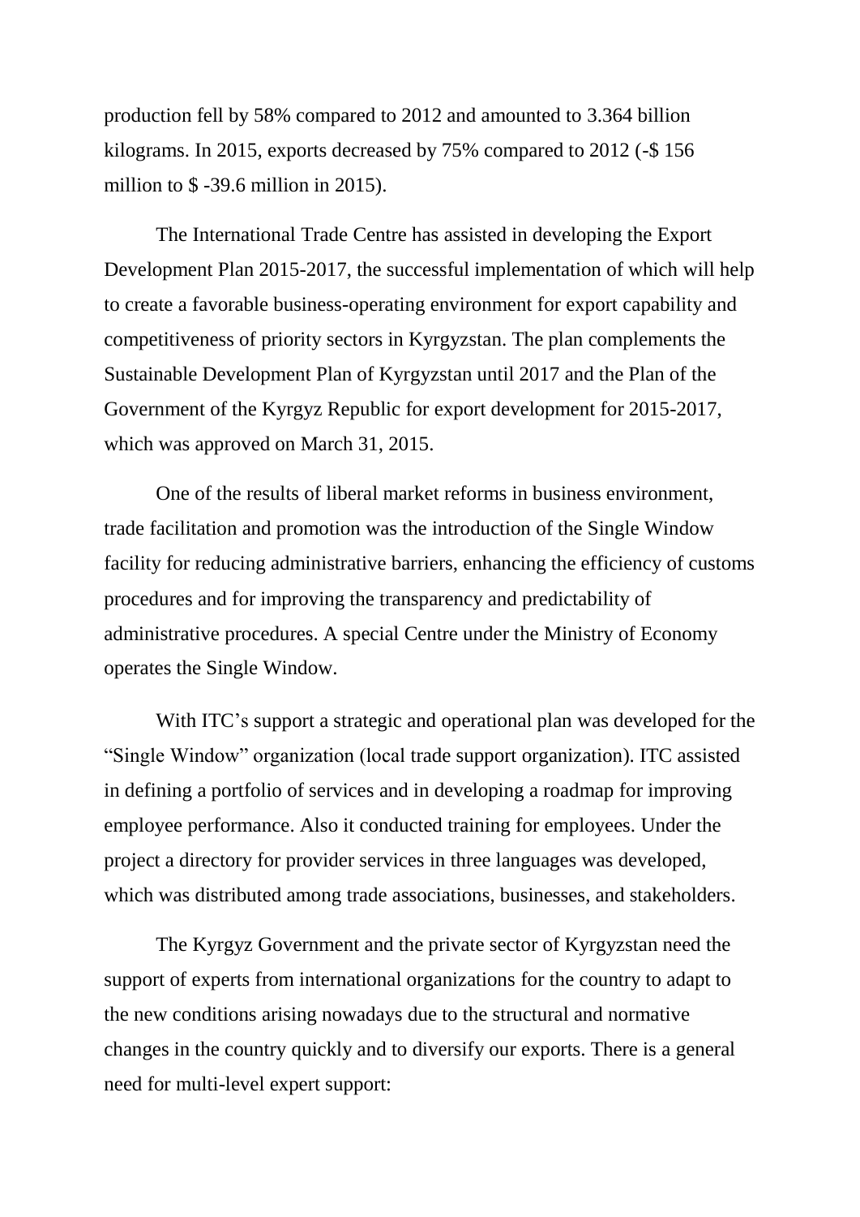production fell by 58% compared to 2012 and amounted to 3.364 billion kilograms. In 2015, exports decreased by 75% compared to 2012 (-$ 156 million to $ -39.6 million in 2015).

The International Trade Centre has assisted in developing the Export Development Plan 2015-2017, the successful implementation of which will help to create a favorable business-operating environment for export capability and competitiveness of priority sectors in Kyrgyzstan. The plan complements the Sustainable Development Plan of Kyrgyzstan until 2017 and the Plan of the Government of the Kyrgyz Republic for export development for 2015-2017, which was approved on March 31, 2015.

One of the results of liberal market reforms in business environment, trade facilitation and promotion was the introduction of the Single Window facility for reducing administrative barriers, enhancing the efficiency of customs procedures and for improving the transparency and predictability of administrative procedures. A special Centre under the Ministry of Economy operates the Single Window.

With ITC's support a strategic and operational plan was developed for the "Single Window" organization (local trade support organization). ITC assisted in defining a portfolio of services and in developing a roadmap for improving employee performance. Also it conducted training for employees. Under the project a directory for provider services in three languages was developed, which was distributed among trade associations, businesses, and stakeholders.

The Kyrgyz Government and the private sector of Kyrgyzstan need the support of experts from international organizations for the country to adapt to the new conditions arising nowadays due to the structural and normative changes in the country quickly and to diversify our exports. There is a general need for multi-level expert support: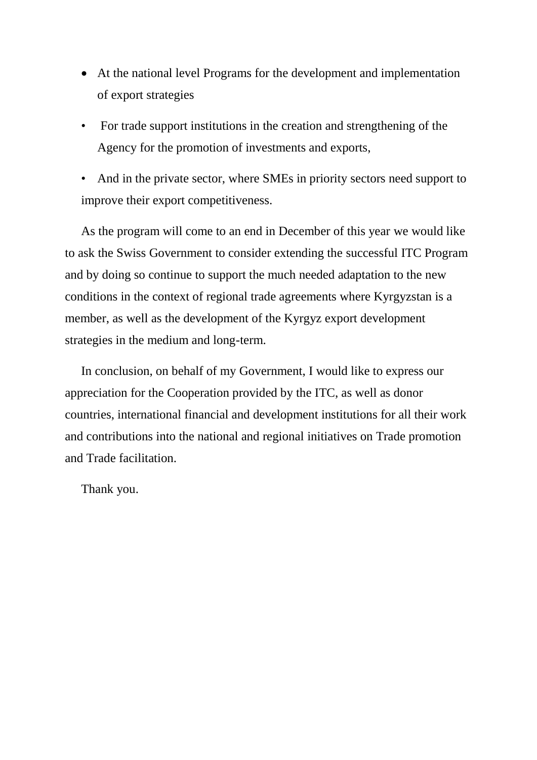- At the national level Programs for the development and implementation of export strategies
- For trade support institutions in the creation and strengthening of the Agency for the promotion of investments and exports,
- And in the private sector, where SMEs in priority sectors need support to improve their export competitiveness.

As the program will come to an end in December of this year we would like to ask the Swiss Government to consider extending the successful ITC Program and by doing so continue to support the much needed adaptation to the new conditions in the context of regional trade agreements where Kyrgyzstan is a member, as well as the development of the Kyrgyz export development strategies in the medium and long-term.

In conclusion, on behalf of my Government, I would like to express our appreciation for the Cooperation provided by the ITC, as well as donor countries, international financial and development institutions for all their work and contributions into the national and regional initiatives on Trade promotion and Trade facilitation.

Thank you.